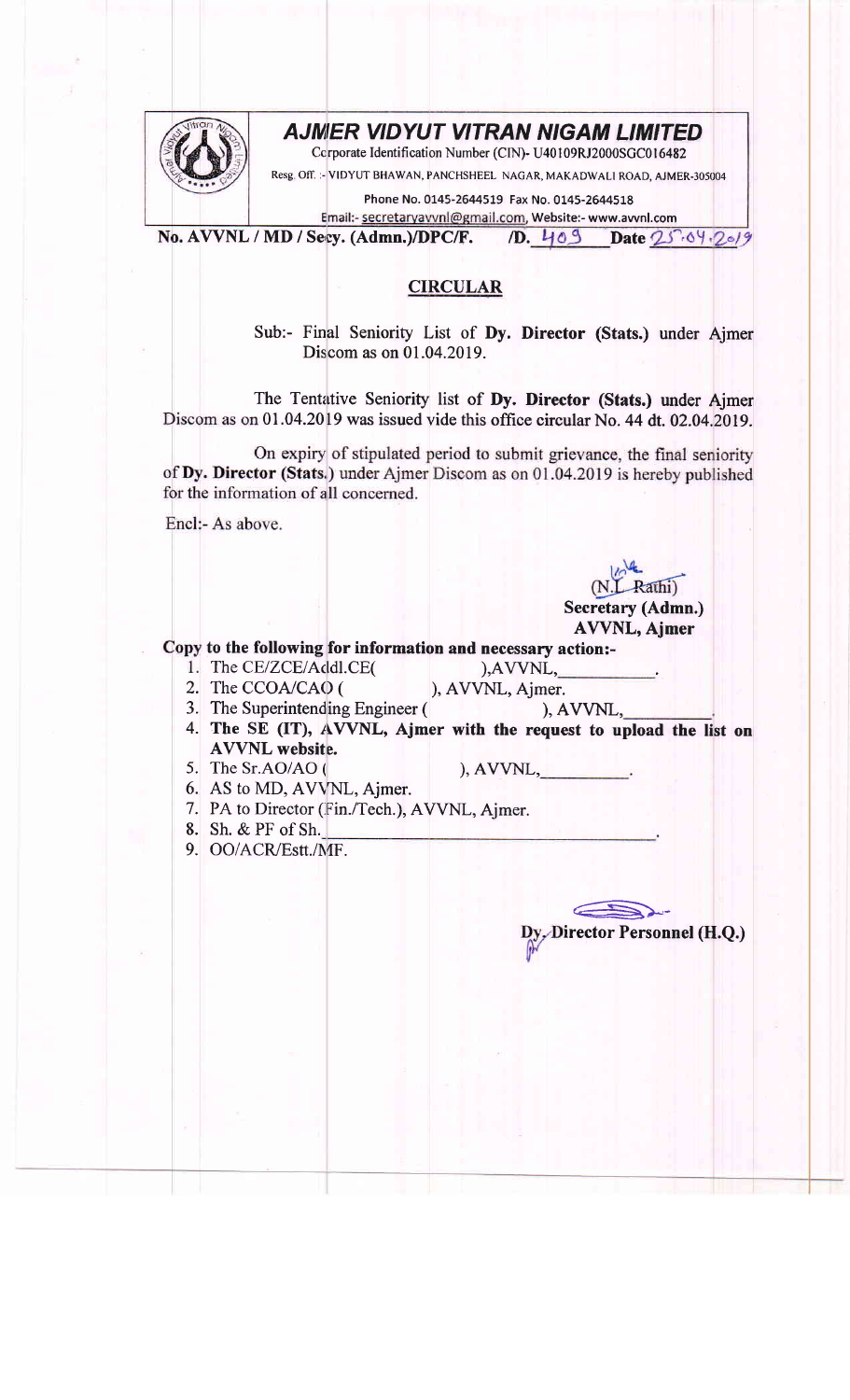# AJMER VIDYUT VITRAN NIGAM LIMITED

Corporate Identification Number (CIN)- U40109RJ2000SGC016482

Resg. Off. :- VIDYUT BHAWAN, PANCHSHEEL NAGAR, MAKADWALI ROAD, AJMER-305004

Phone No. 0145-2644519 Fax No. 0145-2644518

Email:- secretaryavvnl@gmail.com, Website:- www.avvnl.com

**No. AVVNL / MD / Secy. (Admn.)/DPC/F. /D. 409 Date 25.04.2019**

## CIRCULAR

Sub:- Final Seniority List of **Dy. Director (Stats.)** under Ajmer Discom as on 01.04.2019.

The Tentative Seniority list of **Dy. Director (Stats.)** under Ajmer Discom as on 01.04.2019 was issued vide this office circular **No. 44 dt. 02.04.2019.**

On expiry of stipulated period to submit grievance, the final seniority of **Dy. Director (Stats.)** under Ajmer Discom as on 01.04.2019 is hereby published for the information of all concerned.

Encl:- As above.

(N.L. Rathi)
**Secretary (Admn.)**
**AVVNL, Ajmer**

**Copy to the following for information and necessary action:-**

1. The CE/ZCE/Addl.CE( ),AVVNL,\_\_\_\_\_\_\_\_\_\_.
2. The CCOA/CAO ( ), AVVNL, Ajmer.
3. The Superintending Engineer ( ), AVVNL,\_\_\_\_\_\_\_\_\_\_.
4. **The SE (IT), AVVNL, Ajmer with the request to upload the list on AVVNL website.**
5. The Sr.AO/AO ( ), AVVNL,\_\_\_\_\_\_\_\_\_\_.
6. AS to MD, AVVNL, Ajmer.
7. PA to Director (Fin./Tech.), AVVNL, Ajmer.
8. Sh. & PF of Sh.\_\_\_\_\_\_\_\_\_\_\_\_\_\_\_\_\_\_\_\_.
9. OO/ACR/Estt./MF.

**Dy. Director Personnel (H.Q.)**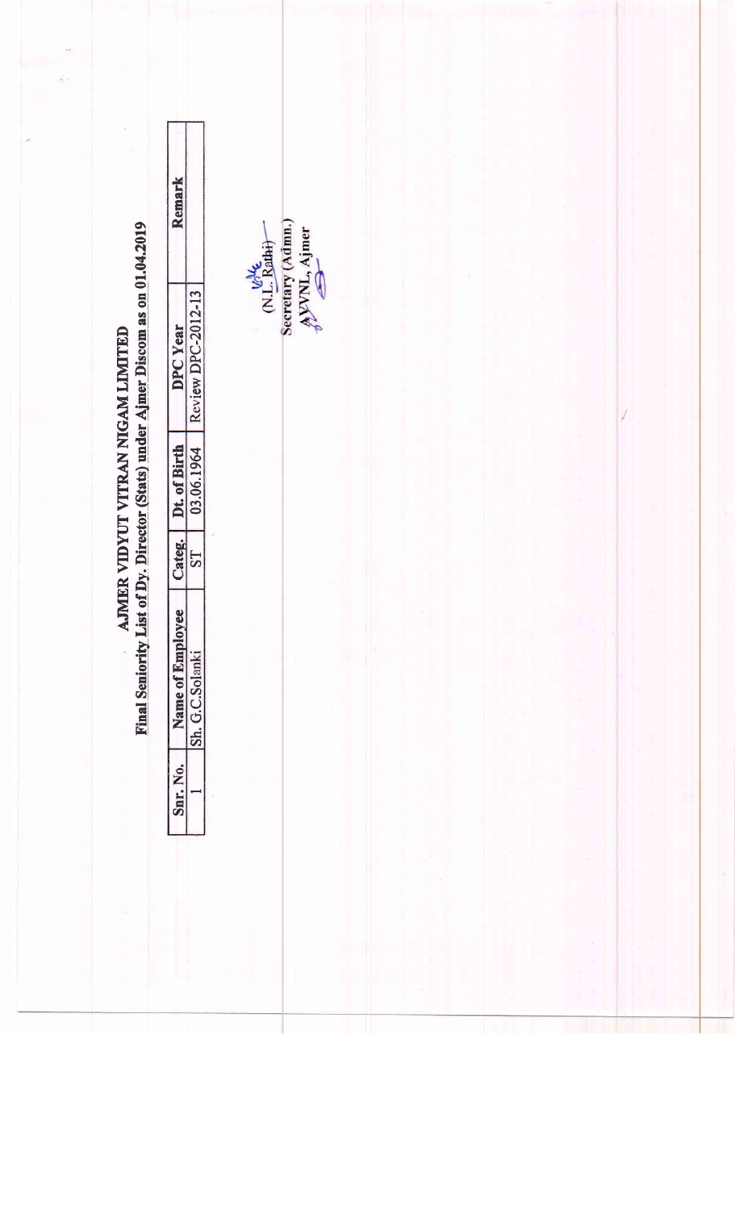# AJMER VIDYUT VITRAN NIGAM LIMITED

**Final Seniority List of Dy. Director (Stats) under Ajmer Discom as on 01.04.2019**

| Snr. No. | Name of Employee | Categ. | Dt. of Birth | DPC Year | Remark |
|---|---|---|---|---|---|
| 1 | Sh. G.C.Solanki | ST | 03.06.1964 | Review DPC-2012-13 | |

(N.L. Rathi)
Secretary (Admn.)
AVVNL, Ajmer